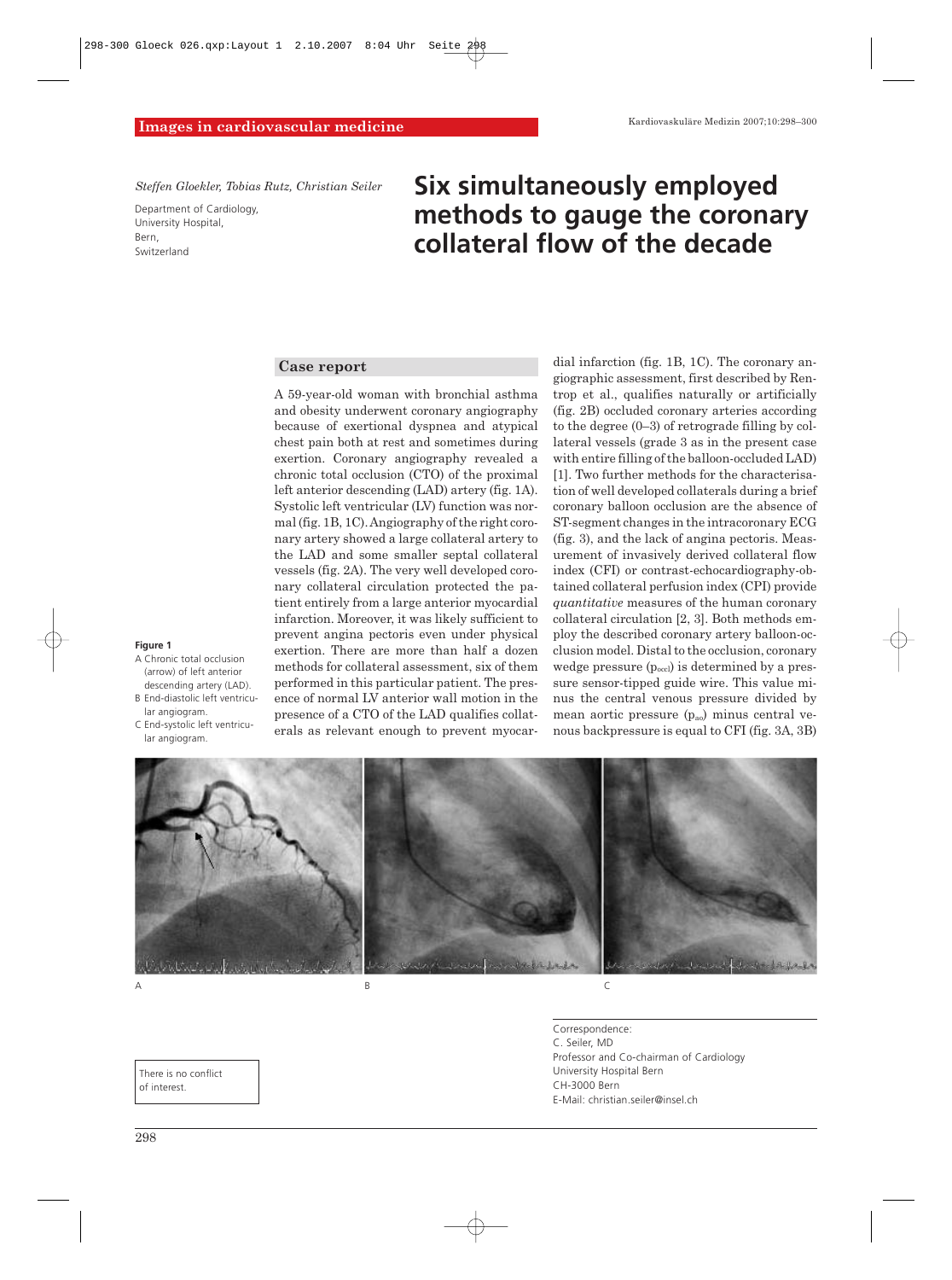Images in cardiovascular medicine

*Steffen Gloekler, Tobias Rutz, Christian Seiler*

Department of Cardiology, University Hospital, Bern, Switzerland

# Six simultaneously employed methods to gauge the coronary collateral flow of the decade

## Case report

A 59-year-old woman with bronchial asthma and obesity underwent coronary angiography because of exertional dyspnea and atypical chest pain both at rest and sometimes during exertion. Coronary angiography revealed a chronic total occlusion (CTO) of the proximal left anterior descending (LAD) artery (fig. 1A). Systolic left ventricular (LV) function was normal (fig. 1B, 1C). Angiography of the right coronary artery showed a large collateral artery to the LAD and some smaller septal collateral vessels (fig. 2A). The very well developed coronary collateral circulation protected the patient entirely from a large anterior myocardial infarction. Moreover, it was likely sufficient to prevent angina pectoris even under physical exertion. There are more than half a dozen methods for collateral assessment, six of them performed in this particular patient. The presence of normal LV anterior wall motion in the presence of a CTO of the LAD qualifies collaterals as relevant enough to prevent myocardial infarction (fig. 1B, 1C). The coronary angiographic assessment, first described by Rentrop et al., qualifies naturally or artificially (fig. 2B) occluded coronary arteries according to the degree (0–3) of retrograde filling by collateral vessels (grade 3 as in the present case with entire filling of the balloon-occluded LAD) [1]. Two further methods for the characterisation of well developed collaterals during a brief coronary balloon occlusion are the absence of ST-segment changes in the intracoronary ECG (fig. 3), and the lack of angina pectoris. Measurement of invasively derived collateral flow index (CFI) or contrast-echocardiography-obtained collateral perfusion index (CPI) provide *quantitative* measures of the human coronary collateral circulation [2, 3]. Both methods employ the described coronary artery balloon-occlusion model. Distal to the occlusion, coronary wedge pressure ($p_{occl}$) is determined by a pressure sensor-tipped guide wire. This value minus the central venous pressure divided by mean aortic pressure ($p_{ao}$) minus central venous backpressure is equal to CFI (fig. 3A, 3B)

**Figure 1**
A Chronic total occlusion (arrow) of left anterior descending artery (LAD).
B End-diastolic left ventricular angiogram.
C End-systolic left ventricular angiogram.

There is no conflict of interest.

Correspondence:
C. Seiler, MD
Professor and Co-chairman of Cardiology
University Hospital Bern
CH-3000 Bern
E-Mail: christian.seiler@insel.ch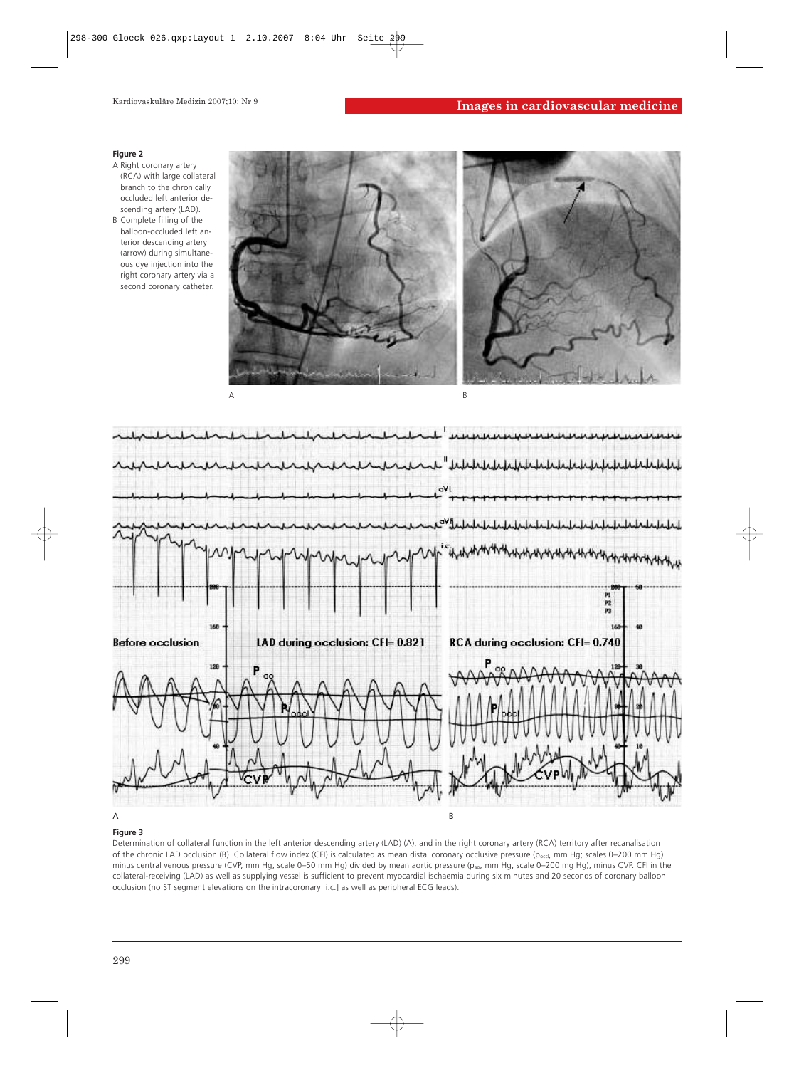**Figure 2**

A Right coronary artery (RCA) with large collateral branch to the chronically occluded left anterior descending artery (LAD).

B Complete filling of the balloon-occluded left anterior descending artery (arrow) during simultaneous dye injection into the right coronary artery via a second coronary catheter.

**Figure 3**

Determination of collateral function in the left anterior descending artery (LAD) (A), and in the right coronary artery (RCA) territory after recanalisation of the chronic LAD occlusion (B). Collateral flow index (CFI) is calculated as mean distal coronary occlusive pressure ($p_{occl}$, mm Hg; scales 0–200 mm Hg) minus central venous pressure (CVP, mm Hg; scale 0–50 mm Hg) divided by mean aortic pressure ($p_{ao}$, mm Hg; scale 0–200 mg Hg), minus CVP. CFI in the collateral-receiving (LAD) as well as supplying vessel is sufficient to prevent myocardial ischaemia during six minutes and 20 seconds of coronary balloon occlusion (no ST segment elevations on the intracoronary [i.c.] as well as peripheral ECG leads).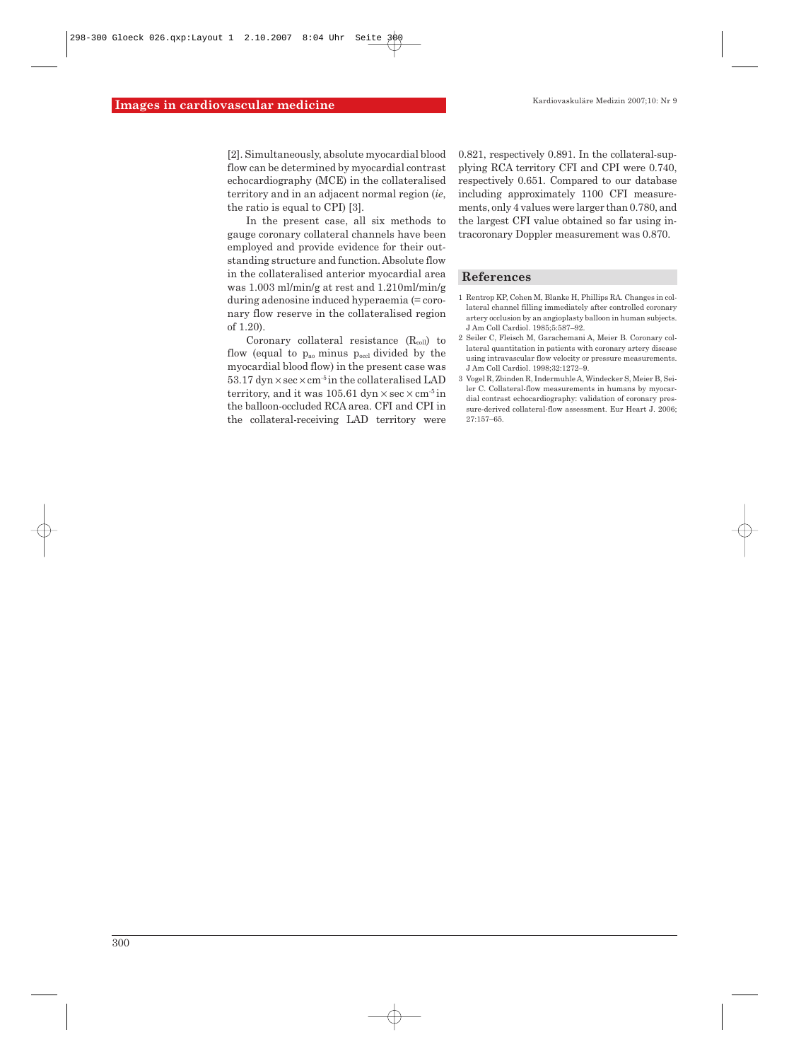[2]. Simultaneously, absolute myocardial blood flow can be determined by myocardial contrast echocardiography (MCE) in the collateralised territory and in an adjacent normal region (*ie*, the ratio is equal to CPI) [3].

In the present case, all six methods to gauge coronary collateral channels have been employed and provide evidence for their outstanding structure and function. Absolute flow in the collateralised anterior myocardial area was 1.003 ml/min/g at rest and 1.210ml/min/g during adenosine induced hyperaemia (= coronary flow reserve in the collateralised region of 1.20).

Coronary collateral resistance ($R_{coll}$) to flow (equal to $p_{ao}$ minus $p_{occl}$ divided by the myocardial blood flow) in the present case was 53.17 dyn $\times$ sec $\times$ cm$^{-5}$ in the collateralised LAD territory, and it was 105.61 dyn $\times$ sec $\times$ cm$^{-5}$ in the balloon-occluded RCA area. CFI and CPI in the collateral-receiving LAD territory were 0.821, respectively 0.891. In the collateral-supplying RCA territory CFI and CPI were 0.740, respectively 0.651. Compared to our database including approximately 1100 CFI measurements, only 4 values were larger than 0.780, and the largest CFI value obtained so far using intracoronary Doppler measurement was 0.870.

## References

1 Rentrop KP, Cohen M, Blanke H, Phillips RA. Changes in collateral channel filling immediately after controlled coronary artery occlusion by an angioplasty balloon in human subjects. J Am Coll Cardiol. 1985;5:587–92.

2 Seiler C, Fleisch M, Garachemani A, Meier B. Coronary collateral quantitation in patients with coronary artery disease using intravascular flow velocity or pressure measurements. J Am Coll Cardiol. 1998;32:1272–9.

3 Vogel R, Zbinden R, Indermuhle A, Windecker S, Meier B, Seiler C. Collateral-flow measurements in humans by myocardial contrast echocardiography: validation of coronary pressure-derived collateral-flow assessment. Eur Heart J. 2006; 27:157–65.